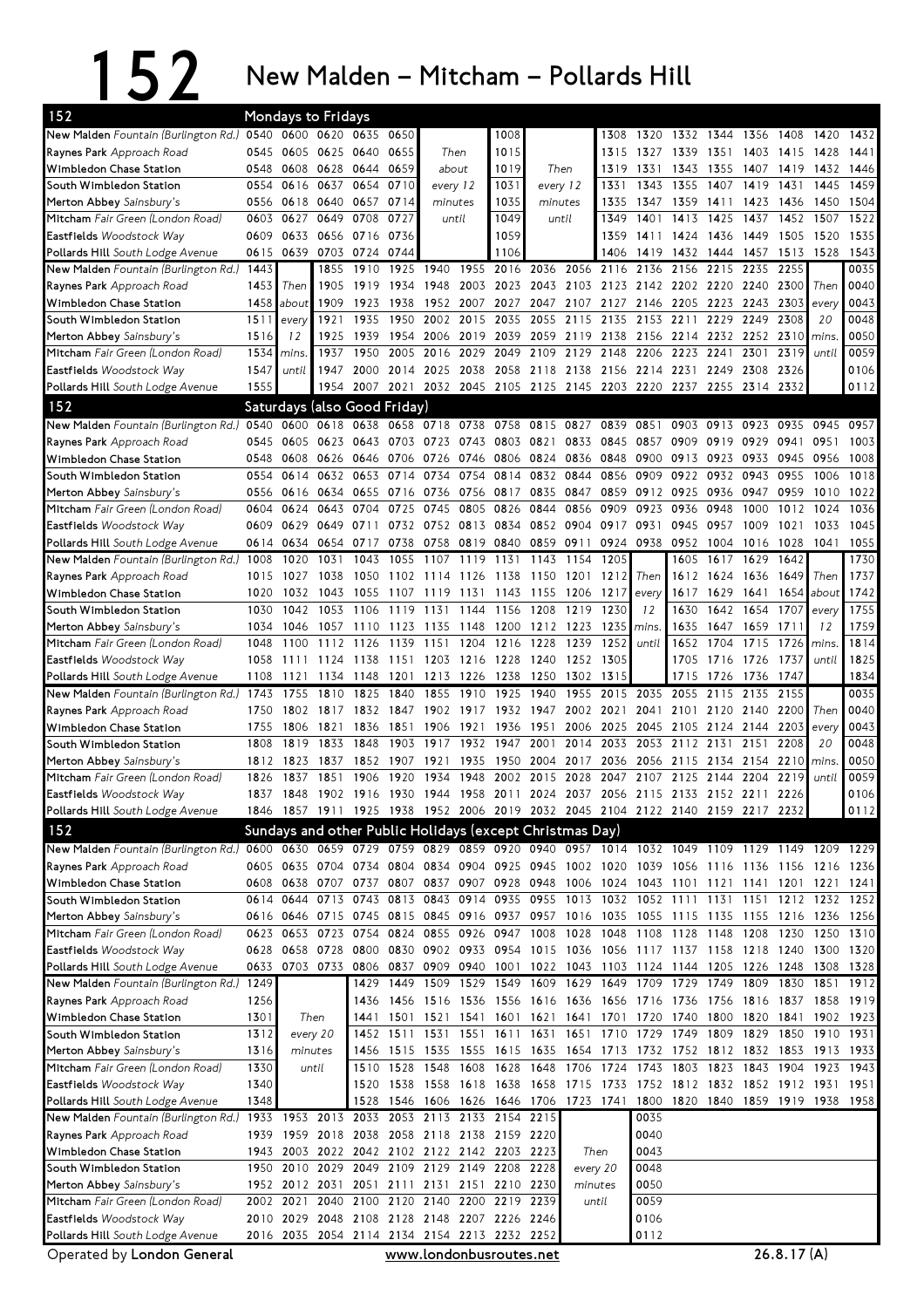# 152 New Malden – Mitcham – Pollards Hill

## Mondays to Fridays

| 152 | | | | | | | | | | | | | | | | | | |
|---|---|---|---|---|---|---|---|---|---|---|---|---|---|---|---|---|---|---|
| New Malden Fountain (Burlington Rd.) | 0540 | 0600 | 0620 | 0635 | 0650 | | | 1008 | | | 1308 | 1320 | 1332 | 1344 | 1356 | 1408 | 1420 | 1432 |
| Raynes Park Approach Road | 0545 | 0605 | 0625 | 0640 | 0655 | Then | | 1015 | | | 1315 | 1327 | 1339 | 1351 | 1403 | 1415 | 1428 | 1441 |
| Wimbledon Chase Station | 0548 | 0608 | 0628 | 0644 | 0659 | about | | 1019 | Then | | 1319 | 1331 | 1343 | 1355 | 1407 | 1419 | 1432 | 1446 |
| South Wimbledon Station | 0554 | 0616 | 0637 | 0654 | 0710 | every 12 | | 1031 | every 12 | | 1331 | 1343 | 1355 | 1407 | 1419 | 1431 | 1445 | 1459 |
| Merton Abbey Sainsbury's | 0556 | 0618 | 0640 | 0657 | 0714 | minutes | | 1035 | minutes | | 1335 | 1347 | 1359 | 1411 | 1423 | 1436 | 1450 | 1504 |
| Mitcham Fair Green (London Road) | 0603 | 0627 | 0649 | 0708 | 0727 | until | | 1049 | until | | 1349 | 1401 | 1413 | 1425 | 1437 | 1452 | 1507 | 1522 |
| Eastfields Woodstock Way | 0609 | 0633 | 0656 | 0716 | 0736 | | | 1059 | | | 1359 | 1411 | 1424 | 1436 | 1449 | 1505 | 1520 | 1535 |
| Pollards Hill South Lodge Avenue | 0615 | 0639 | 0703 | 0724 | 0744 | | | 1106 | | | 1406 | 1419 | 1432 | 1444 | 1457 | 1513 | 1528 | 1543 |

| | | | | | | | | | | | | | | | | | | |
|---|---|---|---|---|---|---|---|---|---|---|---|---|---|---|---|---|---|---|
| New Malden Fountain (Burlington Rd.) | 1443 | | 1855 | 1910 | 1925 | 1940 | 1955 | 2016 | 2036 | 2056 | 2116 | 2136 | 2156 | 2215 | 2235 | 2255 | | 0035 |
| Raynes Park Approach Road | 1453 | Then | 1905 | 1919 | 1934 | 1948 | 2003 | 2023 | 2043 | 2103 | 2123 | 2142 | 2202 | 2220 | 2240 | 2300 | Then | 0040 |
| Wimbledon Chase Station | 1458 | about | 1909 | 1923 | 1938 | 1952 | 2007 | 2027 | 2047 | 2107 | 2127 | 2146 | 2205 | 2223 | 2243 | 2303 | every | 0043 |
| South Wimbledon Station | 1511 | every | 1921 | 1935 | 1950 | 2002 | 2015 | 2035 | 2055 | 2115 | 2135 | 2153 | 2211 | 2229 | 2249 | 2308 | 20 | 0048 |
| Merton Abbey Sainsbury's | 1516 | 12 | 1925 | 1939 | 1954 | 2006 | 2019 | 2039 | 2059 | 2119 | 2138 | 2156 | 2214 | 2232 | 2252 | 2310 | mins. | 0050 |
| Mitcham Fair Green (London Road) | 1534 | mins. | 1937 | 1950 | 2005 | 2016 | 2029 | 2049 | 2109 | 2129 | 2148 | 2206 | 2223 | 2241 | 2301 | 2319 | until | 0059 |
| Eastfields Woodstock Way | 1547 | until | 1947 | 2000 | 2014 | 2025 | 2038 | 2058 | 2118 | 2138 | 2156 | 2214 | 2231 | 2249 | 2308 | 2326 | | 0106 |
| Pollards Hill South Lodge Avenue | 1555 | | 1954 | 2007 | 2021 | 2032 | 2045 | 2105 | 2125 | 2145 | 2203 | 2220 | 2237 | 2255 | 2314 | 2332 | | 0112 |

## Saturdays (also Good Friday)

| 152 | | | | | | | | | | | | | | | | | | |
|---|---|---|---|---|---|---|---|---|---|---|---|---|---|---|---|---|---|---|
| New Malden Fountain (Burlington Rd.) | 0540 | 0600 | 0618 | 0638 | 0658 | 0718 | 0738 | 0758 | 0815 | 0827 | 0839 | 0851 | 0903 | 0913 | 0923 | 0935 | 0945 | 0957 |
| Raynes Park Approach Road | 0545 | 0605 | 0623 | 0643 | 0703 | 0723 | 0743 | 0803 | 0821 | 0833 | 0845 | 0857 | 0909 | 0919 | 0929 | 0941 | 0951 | 1003 |
| Wimbledon Chase Station | 0548 | 0608 | 0626 | 0646 | 0706 | 0726 | 0746 | 0806 | 0824 | 0836 | 0848 | 0900 | 0913 | 0923 | 0933 | 0945 | 0956 | 1008 |
| South Wimbledon Station | 0554 | 0614 | 0632 | 0653 | 0714 | 0734 | 0754 | 0814 | 0832 | 0844 | 0856 | 0909 | 0922 | 0932 | 0943 | 0955 | 1006 | 1018 |
| Merton Abbey Sainsbury's | 0556 | 0616 | 0634 | 0655 | 0716 | 0736 | 0756 | 0817 | 0835 | 0847 | 0859 | 0912 | 0925 | 0936 | 0947 | 0959 | 1010 | 1022 |
| Mitcham Fair Green (London Road) | 0604 | 0624 | 0643 | 0704 | 0725 | 0745 | 0805 | 0826 | 0844 | 0856 | 0909 | 0923 | 0936 | 0948 | 1000 | 1012 | 1024 | 1036 |
| Eastfields Woodstock Way | 0609 | 0629 | 0649 | 0711 | 0732 | 0752 | 0813 | 0834 | 0852 | 0904 | 0917 | 0931 | 0945 | 0957 | 1009 | 1021 | 1033 | 1045 |
| Pollards Hill South Lodge Avenue | 0614 | 0634 | 0654 | 0717 | 0738 | 0758 | 0819 | 0840 | 0859 | 0911 | 0924 | 0938 | 0952 | 1004 | 1016 | 1028 | 1041 | 1055 |

| | | | | | | | | | | | | | | | | | | |
|---|---|---|---|---|---|---|---|---|---|---|---|---|---|---|---|---|---|---|
| New Malden Fountain (Burlington Rd.) | 1008 | 1020 | 1031 | 1043 | 1055 | 1107 | 1119 | 1131 | 1143 | 1154 | 1205 | | 1605 | 1617 | 1629 | 1642 | | 1730 |
| Raynes Park Approach Road | 1015 | 1027 | 1038 | 1050 | 1102 | 1114 | 1126 | 1138 | 1150 | 1201 | 1212 | Then | 1612 | 1624 | 1636 | 1649 | Then | 1737 |
| Wimbledon Chase Station | 1020 | 1032 | 1043 | 1055 | 1107 | 1119 | 1131 | 1143 | 1155 | 1206 | 1217 | every | 1617 | 1629 | 1641 | 1654 | about | 1742 |
| South Wimbledon Station | 1030 | 1042 | 1053 | 1106 | 1119 | 1131 | 1144 | 1156 | 1208 | 1219 | 1230 | 12 | 1630 | 1642 | 1654 | 1707 | every | 1755 |
| Merton Abbey Sainsbury's | 1034 | 1046 | 1057 | 1110 | 1123 | 1135 | 1148 | 1200 | 1212 | 1223 | 1235 | mins. | 1635 | 1647 | 1659 | 1711 | 12 | 1759 |
| Mitcham Fair Green (London Road) | 1048 | 1100 | 1112 | 1126 | 1139 | 1151 | 1204 | 1216 | 1228 | 1239 | 1252 | until | 1652 | 1704 | 1715 | 1726 | mins. | 1814 |
| Eastfields Woodstock Way | 1058 | 1111 | 1124 | 1138 | 1151 | 1203 | 1216 | 1228 | 1240 | 1252 | 1305 | | 1705 | 1716 | 1726 | 1737 | until | 1825 |
| Pollards Hill South Lodge Avenue | 1108 | 1121 | 1134 | 1148 | 1201 | 1213 | 1226 | 1238 | 1250 | 1302 | 1315 | | 1715 | 1726 | 1736 | 1747 | | 1834 |

| | | | | | | | | | | | | | | | | | | |
|---|---|---|---|---|---|---|---|---|---|---|---|---|---|---|---|---|---|---|
| New Malden Fountain (Burlington Rd.) | 1743 | 1755 | 1810 | 1825 | 1840 | 1855 | 1910 | 1925 | 1940 | 1955 | 2015 | 2035 | 2055 | 2115 | 2135 | 2155 | | 0035 |
| Raynes Park Approach Road | 1750 | 1802 | 1817 | 1832 | 1847 | 1902 | 1917 | 1932 | 1947 | 2002 | 2021 | 2041 | 2101 | 2120 | 2140 | 2200 | Then | 0040 |
| Wimbledon Chase Station | 1755 | 1806 | 1821 | 1836 | 1851 | 1906 | 1921 | 1936 | 1951 | 2006 | 2025 | 2045 | 2105 | 2124 | 2144 | 2203 | every | 0043 |
| South Wimbledon Station | 1808 | 1819 | 1833 | 1848 | 1903 | 1917 | 1932 | 1947 | 2001 | 2014 | 2033 | 2053 | 2112 | 2131 | 2151 | 2208 | 20 | 0048 |
| Merton Abbey Sainsbury's | 1812 | 1823 | 1837 | 1852 | 1907 | 1921 | 1935 | 1950 | 2004 | 2017 | 2036 | 2056 | 2115 | 2134 | 2154 | 2210 | mins. | 0050 |
| Mitcham Fair Green (London Road) | 1826 | 1837 | 1851 | 1906 | 1920 | 1934 | 1948 | 2002 | 2015 | 2028 | 2047 | 2107 | 2125 | 2144 | 2204 | 2219 | until | 0059 |
| Eastfields Woodstock Way | 1837 | 1848 | 1902 | 1916 | 1930 | 1944 | 1958 | 2011 | 2024 | 2037 | 2056 | 2115 | 2133 | 2152 | 2211 | 2226 | | 0106 |
| Pollards Hill South Lodge Avenue | 1846 | 1857 | 1911 | 1925 | 1938 | 1952 | 2006 | 2019 | 2032 | 2045 | 2104 | 2122 | 2140 | 2159 | 2217 | 2232 | | 0112 |

## Sundays and other Public Holidays (except Christmas Day)

| 152 | | | | | | | | | | | | | | | | | | |
|---|---|---|---|---|---|---|---|---|---|---|---|---|---|---|---|---|---|---|
| New Malden Fountain (Burlington Rd.) | 0600 | 0630 | 0659 | 0729 | 0759 | 0829 | 0859 | 0920 | 0940 | 0957 | 1014 | 1032 | 1049 | 1109 | 1129 | 1149 | 1209 | 1229 |
| Raynes Park Approach Road | 0605 | 0635 | 0704 | 0734 | 0804 | 0834 | 0904 | 0925 | 0945 | 1002 | 1020 | 1039 | 1056 | 1116 | 1136 | 1156 | 1216 | 1236 |
| Wimbledon Chase Station | 0608 | 0638 | 0707 | 0737 | 0807 | 0837 | 0907 | 0928 | 0948 | 1006 | 1024 | 1043 | 1101 | 1121 | 1141 | 1201 | 1221 | 1241 |
| South Wimbledon Station | 0614 | 0644 | 0713 | 0743 | 0813 | 0843 | 0914 | 0935 | 0955 | 1013 | 1032 | 1052 | 1111 | 1131 | 1151 | 1212 | 1232 | 1252 |
| Merton Abbey Sainsbury's | 0616 | 0646 | 0715 | 0745 | 0815 | 0845 | 0916 | 0937 | 0957 | 1016 | 1035 | 1055 | 1115 | 1135 | 1155 | 1216 | 1236 | 1256 |
| Mitcham Fair Green (London Road) | 0623 | 0653 | 0723 | 0754 | 0824 | 0855 | 0926 | 0947 | 1008 | 1028 | 1048 | 1108 | 1128 | 1148 | 1208 | 1230 | 1250 | 1310 |
| Eastfields Woodstock Way | 0628 | 0658 | 0728 | 0800 | 0830 | 0902 | 0933 | 0954 | 1015 | 1036 | 1056 | 1117 | 1137 | 1158 | 1218 | 1240 | 1300 | 1320 |
| Pollards Hill South Lodge Avenue | 0633 | 0703 | 0733 | 0806 | 0837 | 0909 | 0940 | 1001 | 1022 | 1043 | 1103 | 1124 | 1144 | 1205 | 1226 | 1248 | 1308 | 1328 |

| | | | | | | | | | | | | | | | | | | |
|---|---|---|---|---|---|---|---|---|---|---|---|---|---|---|---|---|---|---|
| New Malden Fountain (Burlington Rd.) | 1249 | | | 1429 | 1449 | 1509 | 1529 | 1549 | 1609 | 1629 | 1649 | 1709 | 1729 | 1749 | 1809 | 1830 | 1851 | 1912 |
| Raynes Park Approach Road | 1256 | | | 1436 | 1456 | 1516 | 1536 | 1556 | 1616 | 1636 | 1656 | 1716 | 1736 | 1756 | 1816 | 1837 | 1858 | 1919 |
| Wimbledon Chase Station | 1301 | Then | | 1441 | 1501 | 1521 | 1541 | 1601 | 1621 | 1641 | 1701 | 1720 | 1740 | 1800 | 1820 | 1841 | 1902 | 1923 |
| South Wimbledon Station | 1312 | every 20 | | 1452 | 1511 | 1531 | 1551 | 1611 | 1631 | 1651 | 1710 | 1729 | 1749 | 1809 | 1829 | 1850 | 1910 | 1931 |
| Merton Abbey Sainsbury's | 1316 | minutes | | 1456 | 1515 | 1535 | 1555 | 1615 | 1635 | 1654 | 1713 | 1732 | 1752 | 1812 | 1832 | 1853 | 1913 | 1933 |
| Mitcham Fair Green (London Road) | 1330 | until | | 1510 | 1528 | 1548 | 1608 | 1628 | 1648 | 1706 | 1724 | 1743 | 1803 | 1823 | 1843 | 1904 | 1923 | 1943 |
| Eastfields Woodstock Way | 1340 | | | 1520 | 1538 | 1558 | 1618 | 1638 | 1658 | 1715 | 1733 | 1752 | 1812 | 1832 | 1852 | 1912 | 1931 | 1951 |
| Pollards Hill South Lodge Avenue | 1348 | | | 1528 | 1546 | 1606 | 1626 | 1646 | 1706 | 1723 | 1741 | 1800 | 1820 | 1840 | 1859 | 1919 | 1938 | 1958 |

| | | | | | | | | | | | | |
|---|---|---|---|---|---|---|---|---|---|---|---|---|
| New Malden Fountain (Burlington Rd.) | 1933 | 1953 | 2013 | 2033 | 2053 | 2113 | 2133 | 2154 | 2215 | | | 0035 |
| Raynes Park Approach Road | 1939 | 1959 | 2018 | 2038 | 2058 | 2118 | 2138 | 2159 | 2220 | | | 0040 |
| Wimbledon Chase Station | 1943 | 2003 | 2022 | 2042 | 2102 | 2122 | 2142 | 2203 | 2223 | Then | | 0043 |
| South Wimbledon Station | 1950 | 2010 | 2029 | 2049 | 2109 | 2129 | 2149 | 2208 | 2228 | every 20 | | 0048 |
| Merton Abbey Sainsbury's | 1952 | 2012 | 2031 | 2051 | 2111 | 2131 | 2151 | 2210 | 2230 | minutes | | 0050 |
| Mitcham Fair Green (London Road) | 2002 | 2021 | 2040 | 2100 | 2120 | 2140 | 2200 | 2219 | 2239 | until | | 0059 |
| Eastfields Woodstock Way | 2010 | 2029 | 2048 | 2108 | 2128 | 2148 | 2207 | 2226 | 2246 | | | 0106 |
| Pollards Hill South Lodge Avenue | 2016 | 2035 | 2054 | 2114 | 2134 | 2154 | 2213 | 2232 | 2252 | | | 0112 |

Operated by **London General** — www.londonbusroutes.net — 26.8.17 (A)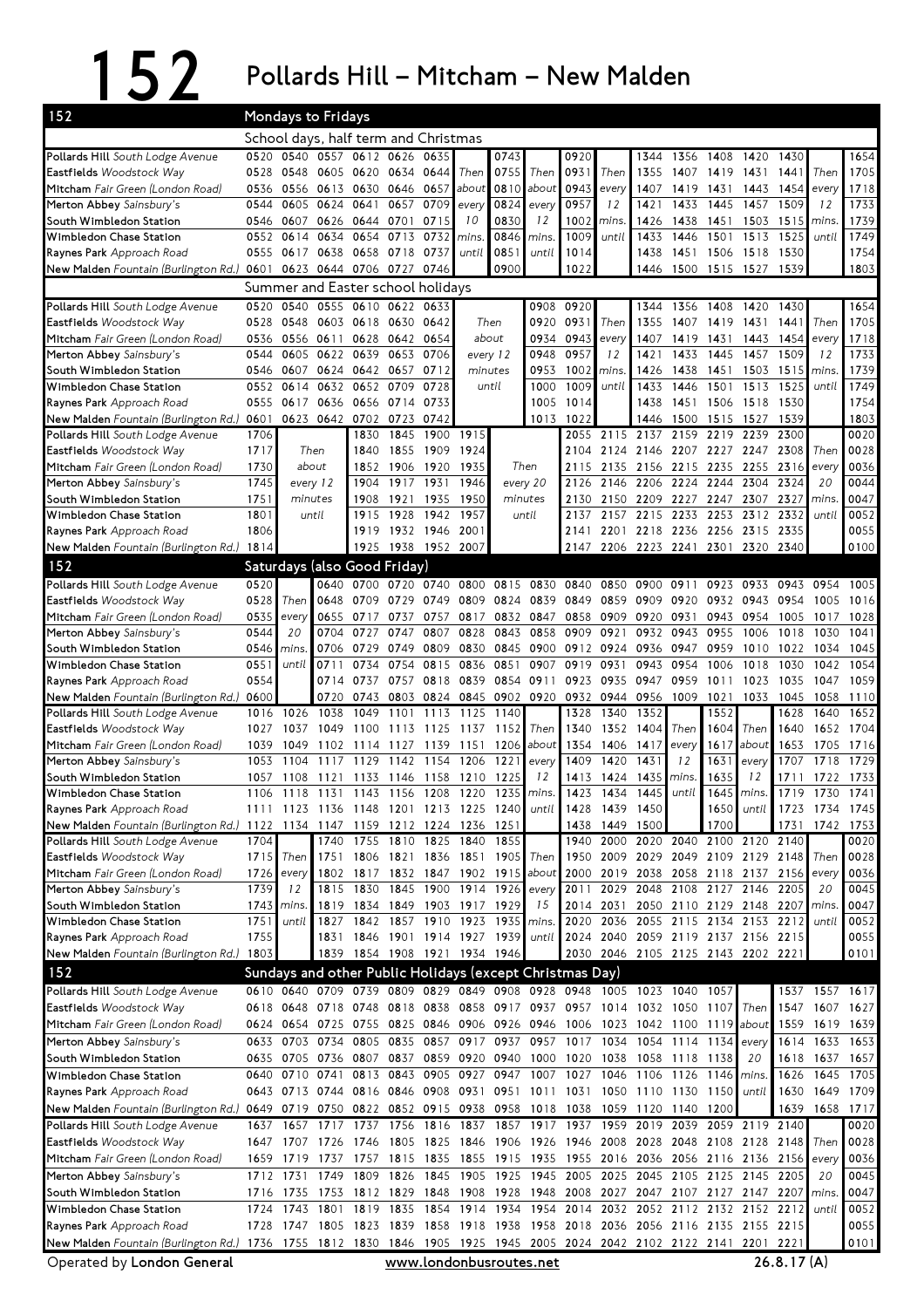# 152 Pollards Hill – Mitcham – New Malden

## Mondays to Fridays

### School days, half term and Christmas

| Stop | | | | | | | | | | | | | | | | | | |
|---|---|---|---|---|---|---|---|---|---|---|---|---|---|---|---|---|---|---|
| **Pollards Hill** *South Lodge Avenue* | 0520 | 0540 | 0557 | 0612 | 0626 | 0635 | | 0743 | | 0920 | | 1344 | 1356 | 1408 | 1420 | 1430 | | 1654 |
| **Eastfields** *Woodstock Way* | 0528 | 0548 | 0605 | 0620 | 0634 | 0644 | Then | 0755 | Then | 0931 | Then | 1355 | 1407 | 1419 | 1431 | 1441 | Then | 1705 |
| **Mitcham** *Fair Green (London Road)* | 0536 | 0556 | 0613 | 0630 | 0646 | 0657 | about | 0810 | about | 0943 | every | 1407 | 1419 | 1431 | 1443 | 1454 | every | 1718 |
| **Merton Abbey** *Sainsbury's* | 0544 | 0605 | 0624 | 0641 | 0657 | 0709 | every | 0824 | every | 0957 | 12 | 1421 | 1433 | 1445 | 1457 | 1509 | 12 | 1733 |
| **South Wimbledon Station** | 0546 | 0607 | 0626 | 0644 | 0701 | 0715 | 10 | 0830 | 12 | 1002 | mins. | 1426 | 1438 | 1451 | 1503 | 1515 | mins. | 1739 |
| **Wimbledon Chase Station** | 0552 | 0614 | 0634 | 0654 | 0713 | 0732 | mins. | 0846 | mins. | 1009 | until | 1433 | 1446 | 1501 | 1513 | 1525 | until | 1749 |
| **Raynes Park** *Approach Road* | 0555 | 0617 | 0638 | 0658 | 0718 | 0737 | until | 0851 | until | 1014 | | 1438 | 1451 | 1506 | 1518 | 1530 | | 1754 |
| **New Malden** *Fountain (Burlington Rd.)* | 0601 | 0623 | 0644 | 0706 | 0727 | 0746 | | 0900 | | 1022 | | 1446 | 1500 | 1515 | 1527 | 1539 | | 1803 |

### Summer and Easter school holidays

| Stop | | | | | | | | | | | | | | | | | | |
|---|---|---|---|---|---|---|---|---|---|---|---|---|---|---|---|---|---|---|
| **Pollards Hill** *South Lodge Avenue* | 0520 | 0540 | 0555 | 0610 | 0622 | 0633 | | 0908 | 0920 | | 1344 | 1356 | 1408 | 1420 | 1430 | | 1654 |
| **Eastfields** *Woodstock Way* | 0528 | 0548 | 0603 | 0618 | 0630 | 0642 | Then | 0920 | 0931 | Then | 1355 | 1407 | 1419 | 1431 | 1441 | Then | 1705 |
| **Mitcham** *Fair Green (London Road)* | 0536 | 0556 | 0611 | 0628 | 0642 | 0654 | about | 0934 | 0943 | every | 1407 | 1419 | 1431 | 1443 | 1454 | every | 1718 |
| **Merton Abbey** *Sainsbury's* | 0544 | 0605 | 0622 | 0639 | 0653 | 0706 | every 12 | 0948 | 0957 | 12 | 1421 | 1433 | 1445 | 1457 | 1509 | 12 | 1733 |
| **South Wimbledon Station** | 0546 | 0607 | 0624 | 0642 | 0657 | 0712 | minutes | 0953 | 1002 | mins. | 1426 | 1438 | 1451 | 1503 | 1515 | mins. | 1739 |
| **Wimbledon Chase Station** | 0552 | 0614 | 0632 | 0652 | 0709 | 0728 | until | 1000 | 1009 | until | 1433 | 1446 | 1501 | 1513 | 1525 | until | 1749 |
| **Raynes Park** *Approach Road* | 0555 | 0617 | 0636 | 0656 | 0714 | 0733 | | 1005 | 1014 | | 1438 | 1451 | 1506 | 1518 | 1530 | | 1754 |
| **New Malden** *Fountain (Burlington Rd.)* | 0601 | 0623 | 0642 | 0702 | 0723 | 0742 | | 1013 | 1022 | | 1446 | 1500 | 1515 | 1527 | 1539 | | 1803 |

| Stop | | | | | | | | | | | | | | | | | |
|---|---|---|---|---|---|---|---|---|---|---|---|---|---|---|---|---|---|
| **Pollards Hill** *South Lodge Avenue* | 1706 | | 1830 | 1845 | 1900 | 1915 | | 2055 | 2115 | 2137 | 2159 | 2219 | 2239 | 2300 | | 0020 |
| **Eastfields** *Woodstock Way* | 1717 | Then | 1840 | 1855 | 1909 | 1924 | | 2104 | 2124 | 2146 | 2207 | 2227 | 2247 | 2308 | Then | 0028 |
| **Mitcham** *Fair Green (London Road)* | 1730 | about | 1852 | 1906 | 1920 | 1935 | Then | 2115 | 2135 | 2156 | 2215 | 2235 | 2255 | 2316 | every | 0036 |
| **Merton Abbey** *Sainsbury's* | 1745 | every 12 | 1904 | 1917 | 1931 | 1946 | every 20 | 2126 | 2146 | 2206 | 2224 | 2244 | 2304 | 2324 | 20 | 0044 |
| **South Wimbledon Station** | 1751 | minutes | 1908 | 1921 | 1935 | 1950 | minutes | 2130 | 2150 | 2209 | 2227 | 2247 | 2307 | 2327 | mins. | 0047 |
| **Wimbledon Chase Station** | 1801 | until | 1915 | 1928 | 1942 | 1957 | until | 2137 | 2157 | 2215 | 2233 | 2253 | 2312 | 2332 | until | 0052 |
| **Raynes Park** *Approach Road* | 1806 | | 1919 | 1932 | 1946 | 2001 | | 2141 | 2201 | 2218 | 2236 | 2256 | 2315 | 2335 | | 0055 |
| **New Malden** *Fountain (Burlington Rd.)* | 1814 | | 1925 | 1938 | 1952 | 2007 | | 2147 | 2206 | 2223 | 2241 | 2301 | 2320 | 2340 | | 0100 |

## Saturdays (also Good Friday)

| Stop | | | | | | | | | | | | | | | | | | |
|---|---|---|---|---|---|---|---|---|---|---|---|---|---|---|---|---|---|---|
| **Pollards Hill** *South Lodge Avenue* | 0520 | | 0640 | 0700 | 0720 | 0740 | 0800 | 0815 | 0830 | 0840 | 0850 | 0900 | 0911 | 0923 | 0933 | 0943 | 0954 | 1005 |
| **Eastfields** *Woodstock Way* | 0528 | Then | 0648 | 0709 | 0729 | 0749 | 0809 | 0824 | 0839 | 0849 | 0859 | 0909 | 0920 | 0932 | 0943 | 0954 | 1005 | 1016 |
| **Mitcham** *Fair Green (London Road)* | 0535 | every | 0655 | 0717 | 0737 | 0757 | 0817 | 0832 | 0847 | 0858 | 0909 | 0920 | 0931 | 0943 | 0954 | 1005 | 1017 | 1028 |
| **Merton Abbey** *Sainsbury's* | 0544 | 20 | 0704 | 0727 | 0747 | 0807 | 0828 | 0843 | 0858 | 0909 | 0921 | 0932 | 0943 | 0955 | 1006 | 1018 | 1030 | 1041 |
| **South Wimbledon Station** | 0546 | mins. | 0706 | 0729 | 0749 | 0809 | 0830 | 0845 | 0900 | 0912 | 0924 | 0936 | 0947 | 0959 | 1010 | 1022 | 1034 | 1045 |
| **Wimbledon Chase Station** | 0551 | until | 0711 | 0734 | 0754 | 0815 | 0836 | 0851 | 0907 | 0919 | 0931 | 0943 | 0954 | 1006 | 1018 | 1030 | 1042 | 1054 |
| **Raynes Park** *Approach Road* | 0554 | | 0714 | 0737 | 0757 | 0818 | 0839 | 0854 | 0911 | 0923 | 0935 | 0947 | 0959 | 1011 | 1023 | 1035 | 1047 | 1059 |
| **New Malden** *Fountain (Burlington Rd.)* | 0600 | | 0720 | 0743 | 0803 | 0824 | 0845 | 0902 | 0920 | 0932 | 0944 | 0956 | 1009 | 1021 | 1033 | 1045 | 1058 | 1110 |

| Stop | | | | | | | | | | | | | | | | | | |
|---|---|---|---|---|---|---|---|---|---|---|---|---|---|---|---|---|---|---|
| **Pollards Hill** *South Lodge Avenue* | 1016 | 1026 | 1038 | 1049 | 1101 | 1113 | 1125 | 1140 | | 1328 | 1340 | 1352 | | 1552 | | 1628 | 1640 | 1652 |
| **Eastfields** *Woodstock Way* | 1027 | 1037 | 1049 | 1100 | 1113 | 1125 | 1137 | 1152 | Then | 1340 | 1352 | 1404 | Then | 1604 | Then | 1640 | 1652 | 1704 |
| **Mitcham** *Fair Green (London Road)* | 1039 | 1049 | 1102 | 1114 | 1127 | 1139 | 1151 | 1206 | about | 1354 | 1406 | 1417 | every | 1617 | about | 1653 | 1705 | 1716 |
| **Merton Abbey** *Sainsbury's* | 1053 | 1104 | 1117 | 1129 | 1142 | 1154 | 1206 | 1221 | every | 1409 | 1420 | 1431 | 12 | 1631 | every | 1707 | 1718 | 1729 |
| **South Wimbledon Station** | 1057 | 1108 | 1121 | 1133 | 1146 | 1158 | 1210 | 1225 | 12 | 1413 | 1424 | 1435 | mins. | 1635 | 12 | 1711 | 1722 | 1733 |
| **Wimbledon Chase Station** | 1106 | 1118 | 1131 | 1143 | 1156 | 1208 | 1220 | 1235 | mins. | 1423 | 1434 | 1445 | until | 1645 | mins. | 1719 | 1730 | 1741 |
| **Raynes Park** *Approach Road* | 1111 | 1123 | 1136 | 1148 | 1201 | 1213 | 1225 | 1240 | until | 1428 | 1439 | 1450 | | 1650 | until | 1723 | 1734 | 1745 |
| **New Malden** *Fountain (Burlington Rd.)* | 1122 | 1134 | 1147 | 1159 | 1212 | 1224 | 1236 | 1251 | | 1438 | 1449 | 1500 | | 1700 | | 1731 | 1742 | 1753 |

| Stop | | | | | | | | | | | | | | | | | | |
|---|---|---|---|---|---|---|---|---|---|---|---|---|---|---|---|---|---|---|
| **Pollards Hill** *South Lodge Avenue* | 1704 | | 1740 | 1755 | 1810 | 1825 | 1840 | 1855 | | 1940 | 2000 | 2020 | 2040 | 2100 | 2120 | 2140 | | 0020 |
| **Eastfields** *Woodstock Way* | 1715 | Then | 1751 | 1806 | 1821 | 1836 | 1851 | 1905 | Then | 1950 | 2009 | 2029 | 2049 | 2109 | 2129 | 2148 | Then | 0028 |
| **Mitcham** *Fair Green (London Road)* | 1726 | every | 1802 | 1817 | 1832 | 1847 | 1902 | 1915 | about | 2000 | 2019 | 2038 | 2058 | 2118 | 2137 | 2156 | every | 0036 |
| **Merton Abbey** *Sainsbury's* | 1739 | 12 | 1815 | 1830 | 1845 | 1900 | 1914 | 1926 | every | 2011 | 2029 | 2048 | 2108 | 2127 | 2146 | 2205 | 20 | 0045 |
| **South Wimbledon Station** | 1743 | mins. | 1819 | 1834 | 1849 | 1903 | 1917 | 1929 | 15 | 2014 | 2031 | 2050 | 2110 | 2129 | 2148 | 2207 | mins. | 0047 |
| **Wimbledon Chase Station** | 1751 | until | 1827 | 1842 | 1857 | 1910 | 1923 | 1935 | mins. | 2020 | 2036 | 2055 | 2115 | 2134 | 2153 | 2212 | until | 0052 |
| **Raynes Park** *Approach Road* | 1755 | | 1831 | 1846 | 1901 | 1914 | 1927 | 1939 | until | 2024 | 2040 | 2059 | 2119 | 2137 | 2156 | 2215 | | 0055 |
| **New Malden** *Fountain (Burlington Rd.)* | 1803 | | 1839 | 1854 | 1908 | 1921 | 1934 | 1946 | | 2030 | 2046 | 2105 | 2125 | 2143 | 2202 | 2221 | | 0101 |

## Sundays and other Public Holidays (except Christmas Day)

| Stop | | | | | | | | | | | | | | | | | | |
|---|---|---|---|---|---|---|---|---|---|---|---|---|---|---|---|---|---|---|
| **Pollards Hill** *South Lodge Avenue* | 0610 | 0640 | 0709 | 0739 | 0809 | 0829 | 0849 | 0908 | 0928 | 0948 | 1005 | 1023 | 1040 | 1057 | | 1537 | 1557 | 1617 |
| **Eastfields** *Woodstock Way* | 0618 | 0648 | 0718 | 0748 | 0818 | 0838 | 0858 | 0917 | 0937 | 0957 | 1014 | 1032 | 1050 | 1107 | Then | 1547 | 1607 | 1627 |
| **Mitcham** *Fair Green (London Road)* | 0624 | 0654 | 0725 | 0755 | 0825 | 0846 | 0906 | 0926 | 0946 | 1006 | 1023 | 1042 | 1100 | 1119 | about | 1559 | 1619 | 1639 |
| **Merton Abbey** *Sainsbury's* | 0633 | 0703 | 0734 | 0805 | 0835 | 0857 | 0917 | 0937 | 0957 | 1017 | 1034 | 1054 | 1114 | 1134 | every | 1614 | 1633 | 1653 |
| **South Wimbledon Station** | 0635 | 0705 | 0736 | 0807 | 0837 | 0859 | 0920 | 0940 | 1000 | 1020 | 1038 | 1058 | 1118 | 1138 | 20 | 1618 | 1637 | 1657 |
| **Wimbledon Chase Station** | 0640 | 0710 | 0741 | 0813 | 0843 | 0905 | 0927 | 0947 | 1007 | 1027 | 1046 | 1106 | 1126 | 1146 | mins. | 1626 | 1645 | 1705 |
| **Raynes Park** *Approach Road* | 0643 | 0713 | 0744 | 0816 | 0846 | 0908 | 0931 | 0951 | 1011 | 1031 | 1050 | 1110 | 1130 | 1150 | until | 1630 | 1649 | 1709 |
| **New Malden** *Fountain (Burlington Rd.)* | 0649 | 0719 | 0750 | 0822 | 0852 | 0915 | 0938 | 0958 | 1018 | 1038 | 1059 | 1120 | 1140 | 1200 | | 1639 | 1658 | 1717 |

| Stop | | | | | | | | | | | | | | | | | | |
|---|---|---|---|---|---|---|---|---|---|---|---|---|---|---|---|---|---|---|
| **Pollards Hill** *South Lodge Avenue* | 1637 | 1657 | 1717 | 1737 | 1756 | 1816 | 1837 | 1857 | 1917 | 1937 | 1959 | 2019 | 2039 | 2059 | 2119 | 2140 | | 0020 |
| **Eastfields** *Woodstock Way* | 1647 | 1707 | 1726 | 1746 | 1805 | 1825 | 1846 | 1906 | 1926 | 1946 | 2008 | 2028 | 2048 | 2108 | 2128 | 2148 | Then | 0028 |
| **Mitcham** *Fair Green (London Road)* | 1659 | 1719 | 1737 | 1757 | 1815 | 1835 | 1855 | 1915 | 1935 | 1955 | 2016 | 2036 | 2056 | 2116 | 2136 | 2156 | every | 0036 |
| **Merton Abbey** *Sainsbury's* | 1712 | 1731 | 1749 | 1809 | 1826 | 1845 | 1905 | 1925 | 1945 | 2005 | 2025 | 2045 | 2105 | 2125 | 2145 | 2205 | 20 | 0045 |
| **South Wimbledon Station** | 1716 | 1735 | 1753 | 1812 | 1829 | 1848 | 1908 | 1928 | 1948 | 2008 | 2027 | 2047 | 2107 | 2127 | 2147 | 2207 | mins. | 0047 |
| **Wimbledon Chase Station** | 1724 | 1743 | 1801 | 1819 | 1835 | 1854 | 1914 | 1934 | 1954 | 2014 | 2032 | 2052 | 2112 | 2132 | 2152 | 2212 | until | 0052 |
| **Raynes Park** *Approach Road* | 1728 | 1747 | 1805 | 1823 | 1839 | 1858 | 1918 | 1938 | 1958 | 2018 | 2036 | 2056 | 2116 | 2136 | 2155 | 2215 | | 0055 |
| **New Malden** *Fountain (Burlington Rd.)* | 1736 | 1755 | 1812 | 1830 | 1846 | 1905 | 1925 | 1945 | 2005 | 2024 | 2042 | 2102 | 2122 | 2141 | 2201 | 2221 | | 0101 |

Operated by **London General** — www.londonbusroutes.net — 26.8.17 (A)